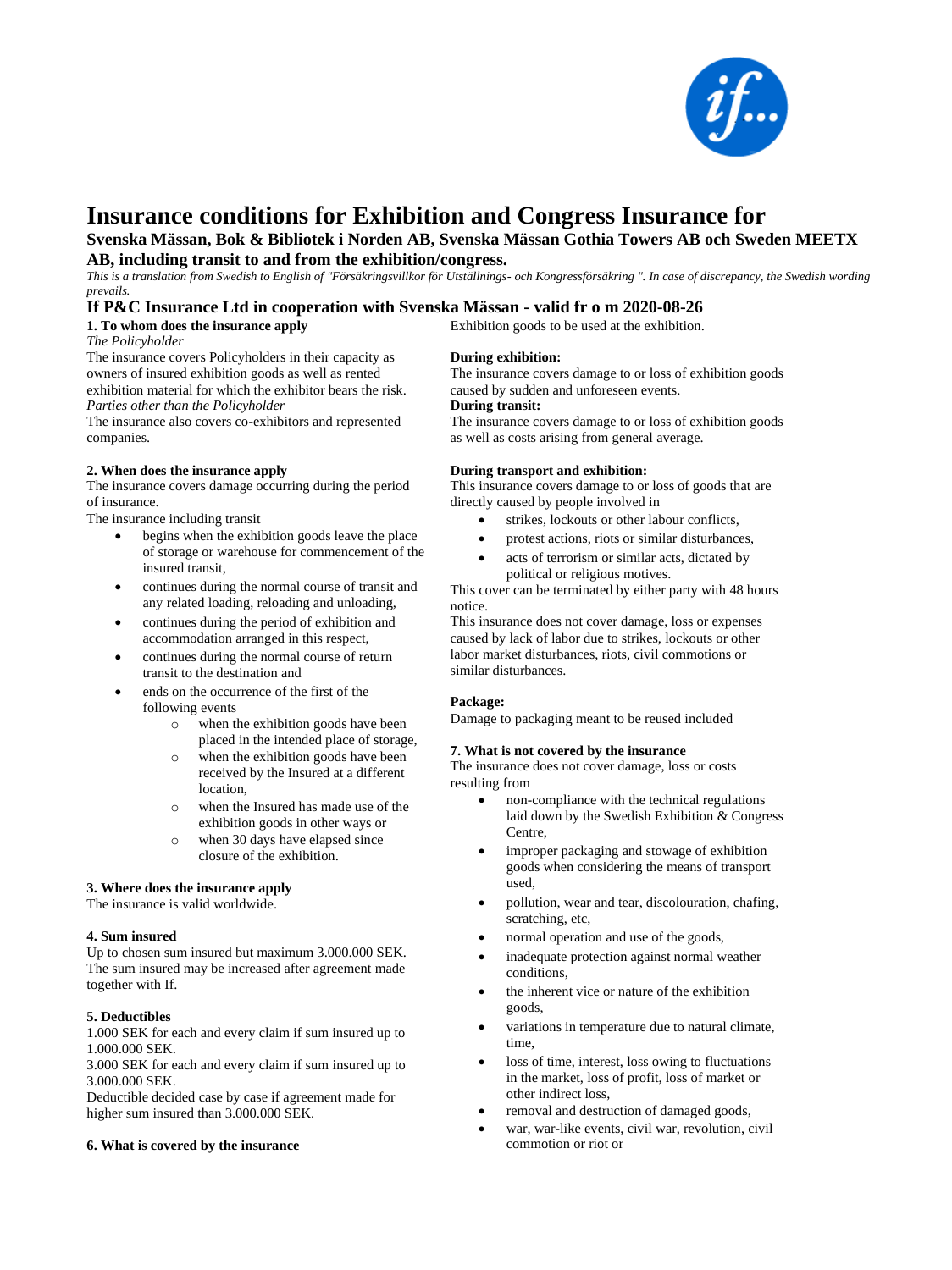// Structure summary: two-column insurance-conditions page, merged into single-column reading order; the "if..." logo is omitted because no images were detected.
# Insurance conditions for Exhibition and Congress Insurance for

## Svenska Mässan, Bok & Bibliotek i Norden AB, Svenska Mässan Gothia Towers AB och Sweden MEETX AB, including transit to and from the exhibition/congress.

*This is a translation from Swedish to English of "Försäkringsvillkor för Utställnings- och Kongressförsäkring ". In case of discrepancy, the Swedish wording prevails.*

## If P&C Insurance Ltd in cooperation with Svenska Mässan - valid fr o m 2020-08-26

**1. To whom does the insurance apply**

*The Policyholder*

The insurance covers Policyholders in their capacity as owners of insured exhibition goods as well as rented exhibition material for which the exhibitor bears the risk.

*Parties other than the Policyholder*

The insurance also covers co-exhibitors and represented companies.

**2. When does the insurance apply**

The insurance covers damage occurring during the period of insurance.

The insurance including transit

- begins when the exhibition goods leave the place of storage or warehouse for commencement of the insured transit,
- continues during the normal course of transit and any related loading, reloading and unloading,
- continues during the period of exhibition and accommodation arranged in this respect,
- continues during the normal course of return transit to the destination and
- ends on the occurrence of the first of the following events
    - when the exhibition goods have been placed in the intended place of storage,
    - when the exhibition goods have been received by the Insured at a different location,
    - when the Insured has made use of the exhibition goods in other ways or
    - when 30 days have elapsed since closure of the exhibition.

**3. Where does the insurance apply**

The insurance is valid worldwide.

**4. Sum insured**

Up to chosen sum insured but maximum 3.000.000 SEK. The sum insured may be increased after agreement made together with If.

**5. Deductibles**

1.000 SEK for each and every claim if sum insured up to 1.000.000 SEK.

3.000 SEK for each and every claim if sum insured up to 3.000.000 SEK.

Deductible decided case by case if agreement made for higher sum insured than 3.000.000 SEK.

**6. What is covered by the insurance**

Exhibition goods to be used at the exhibition.

**During exhibition:**

The insurance covers damage to or loss of exhibition goods caused by sudden and unforeseen events.

**During transit:**

The insurance covers damage to or loss of exhibition goods as well as costs arising from general average.

**During transport and exhibition:**

This insurance covers damage to or loss of goods that are directly caused by people involved in

- strikes, lockouts or other labour conflicts,
- protest actions, riots or similar disturbances,
- acts of terrorism or similar acts, dictated by political or religious motives.

This cover can be terminated by either party with 48 hours notice.

This insurance does not cover damage, loss or expenses caused by lack of labor due to strikes, lockouts or other labor market disturbances, riots, civil commotions or similar disturbances.

**Package:**

Damage to packaging meant to be reused included

**7. What is not covered by the insurance**

The insurance does not cover damage, loss or costs resulting from

- non-compliance with the technical regulations laid down by the Swedish Exhibition & Congress Centre,
- improper packaging and stowage of exhibition goods when considering the means of transport used,
- pollution, wear and tear, discolouration, chafing, scratching, etc,
- normal operation and use of the goods,
- inadequate protection against normal weather conditions,
- the inherent vice or nature of the exhibition goods,
- variations in temperature due to natural climate, time,
- loss of time, interest, loss owing to fluctuations in the market, loss of profit, loss of market or other indirect loss,
- removal and destruction of damaged goods,
- war, war-like events, civil war, revolution, civil commotion or riot or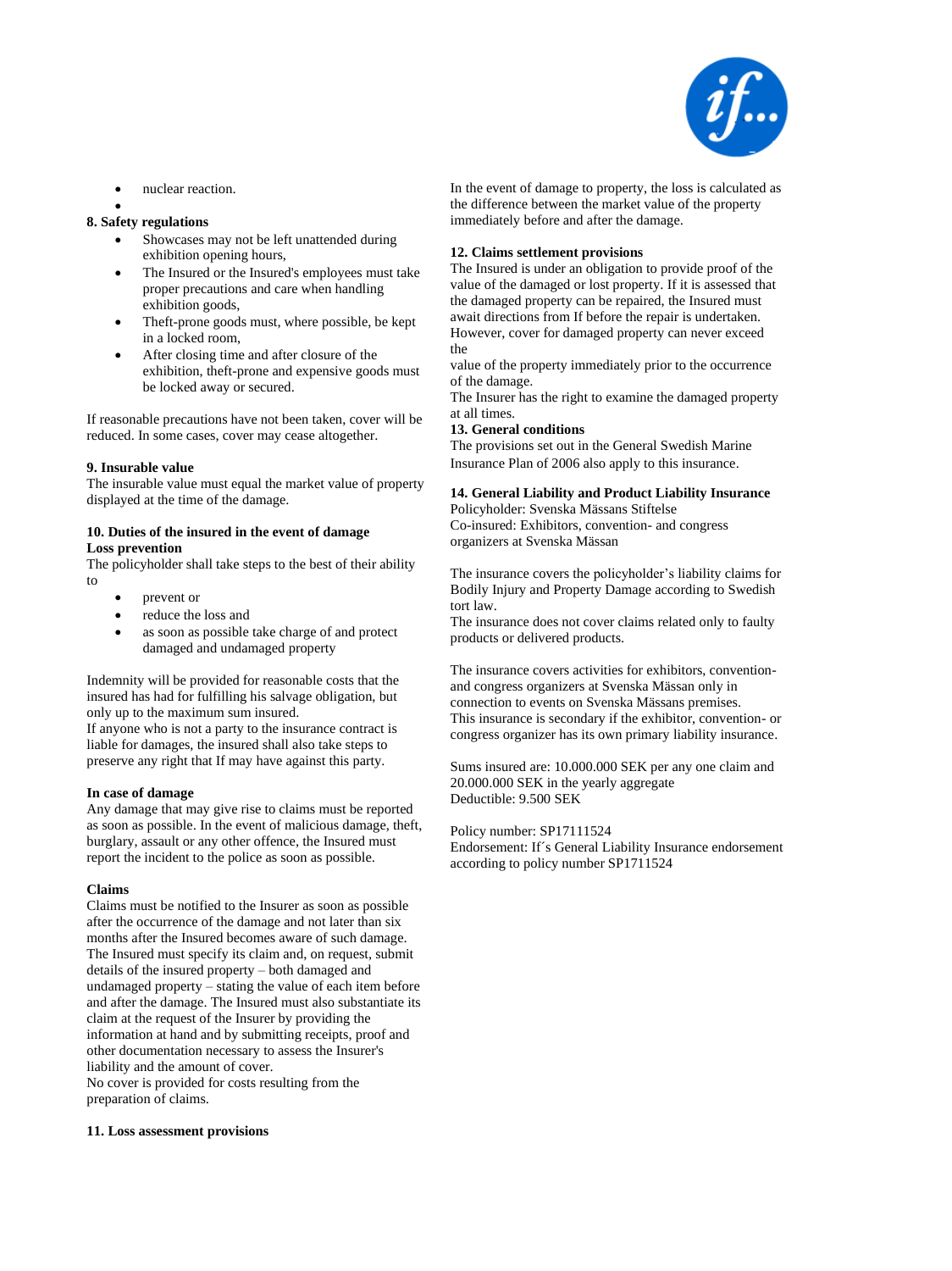- nuclear reaction.
-

**8. Safety regulations**

- Showcases may not be left unattended during exhibition opening hours,
- The Insured or the Insured's employees must take proper precautions and care when handling exhibition goods,
- Theft-prone goods must, where possible, be kept in a locked room,
- After closing time and after closure of the exhibition, theft-prone and expensive goods must be locked away or secured.

If reasonable precautions have not been taken, cover will be reduced. In some cases, cover may cease altogether.

**9. Insurable value**

The insurable value must equal the market value of property displayed at the time of the damage.

**10. Duties of the insured in the event of damage**

**Loss prevention**

The policyholder shall take steps to the best of their ability to

- prevent or
- reduce the loss and
- as soon as possible take charge of and protect damaged and undamaged property

Indemnity will be provided for reasonable costs that the insured has had for fulfilling his salvage obligation, but only up to the maximum sum insured.
If anyone who is not a party to the insurance contract is liable for damages, the insured shall also take steps to preserve any right that If may have against this party.

**In case of damage**

Any damage that may give rise to claims must be reported as soon as possible. In the event of malicious damage, theft, burglary, assault or any other offence, the Insured must report the incident to the police as soon as possible.

**Claims**

Claims must be notified to the Insurer as soon as possible after the occurrence of the damage and not later than six months after the Insured becomes aware of such damage. The Insured must specify its claim and, on request, submit details of the insured property – both damaged and undamaged property – stating the value of each item before and after the damage. The Insured must also substantiate its claim at the request of the Insurer by providing the information at hand and by submitting receipts, proof and other documentation necessary to assess the Insurer's liability and the amount of cover.
No cover is provided for costs resulting from the preparation of claims.

**11. Loss assessment provisions**

In the event of damage to property, the loss is calculated as the difference between the market value of the property immediately before and after the damage.

**12. Claims settlement provisions**

The Insured is under an obligation to provide proof of the value of the damaged or lost property. If it is assessed that the damaged property can be repaired, the Insured must await directions from If before the repair is undertaken. However, cover for damaged property can never exceed the
value of the property immediately prior to the occurrence of the damage.
The Insurer has the right to examine the damaged property at all times.

**13. General conditions**

The provisions set out in the General Swedish Marine Insurance Plan of 2006 also apply to this insurance.

**14. General Liability and Product Liability Insurance**

Policyholder: Svenska Mässans Stiftelse
Co-insured: Exhibitors, convention- and congress organizers at Svenska Mässan

The insurance covers the policyholder's liability claims for Bodily Injury and Property Damage according to Swedish tort law.
The insurance does not cover claims related only to faulty products or delivered products.

The insurance covers activities for exhibitors, convention- and congress organizers at Svenska Mässan only in connection to events on Svenska Mässans premises.
This insurance is secondary if the exhibitor, convention- or congress organizer has its own primary liability insurance.

Sums insured are: 10.000.000 SEK per any one claim and 20.000.000 SEK in the yearly aggregate
Deductible: 9.500 SEK

Policy number: SP17111524
Endorsement: If´s General Liability Insurance endorsement according to policy number SP1711524